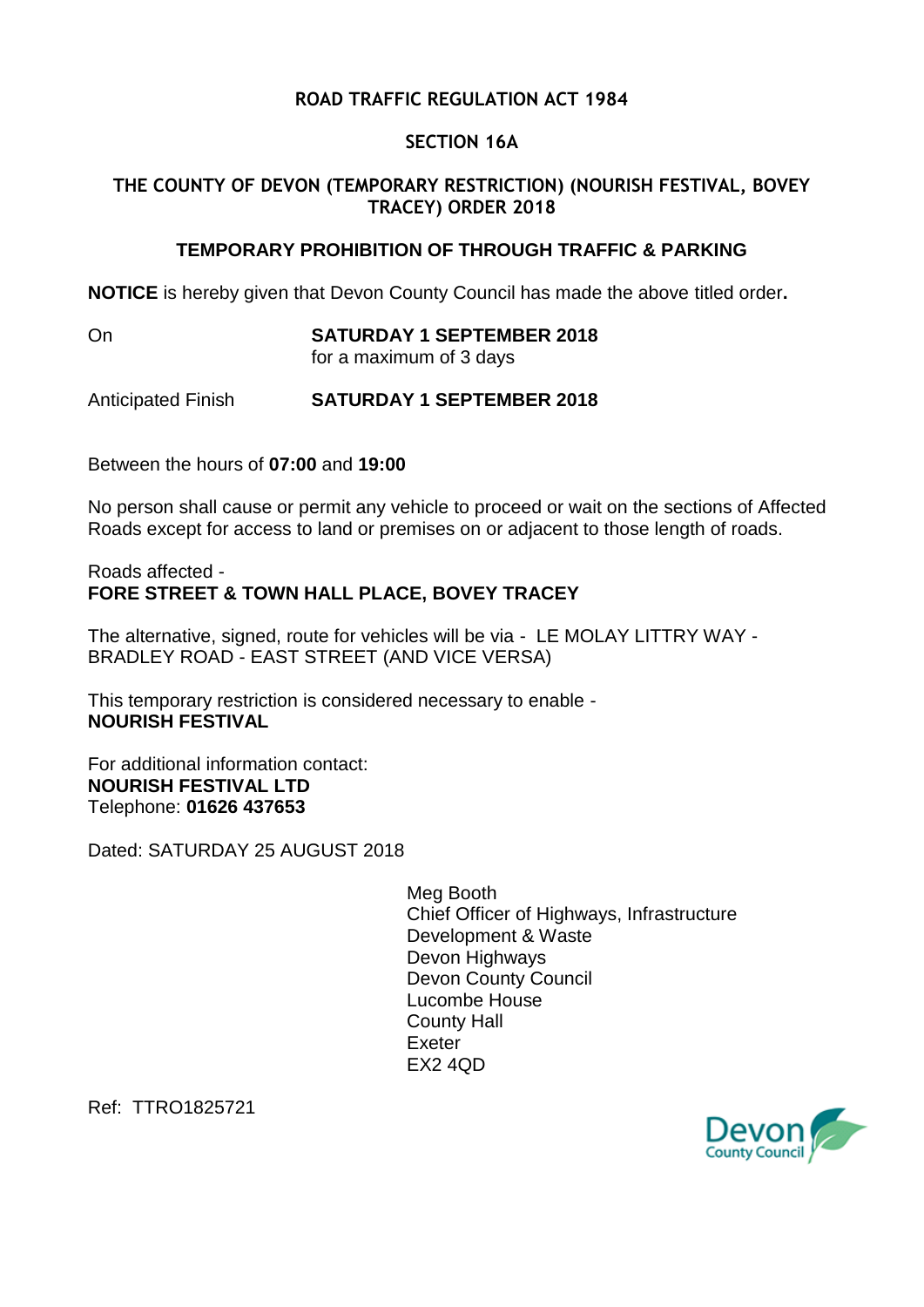# ROAD TRAFFIC REGULATION ACT 1984

## SECTION 16A

## THE COUNTY OF DEVON (TEMPORARY RESTRICTION) (NOURISH FESTIVAL, BOVEY TRACEY) ORDER 2018

### TEMPORARY PROHIBITION OF THROUGH TRAFFIC & PARKING

**NOTICE** is hereby given that Devon County Council has made the above titled order**.**

On **SATURDAY 1 SEPTEMBER 2018**
for a maximum of 3 days

Anticipated Finish **SATURDAY 1 SEPTEMBER 2018**

Between the hours of **07:00** and **19:00**

No person shall cause or permit any vehicle to proceed or wait on the sections of Affected Roads except for access to land or premises on or adjacent to those length of roads.

Roads affected -
**FORE STREET & TOWN HALL PLACE, BOVEY TRACEY**

The alternative, signed, route for vehicles will be via - LE MOLAY LITTRY WAY - BRADLEY ROAD - EAST STREET (AND VICE VERSA)

This temporary restriction is considered necessary to enable -
**NOURISH FESTIVAL**

For additional information contact:
**NOURISH FESTIVAL LTD**
Telephone: **01626 437653**

Dated: SATURDAY 25 AUGUST 2018

Meg Booth
Chief Officer of Highways, Infrastructure Development & Waste
Devon Highways
Devon County Council
Lucombe House
County Hall
Exeter
EX2 4QD

Ref: TTRO1825721

Devon County Council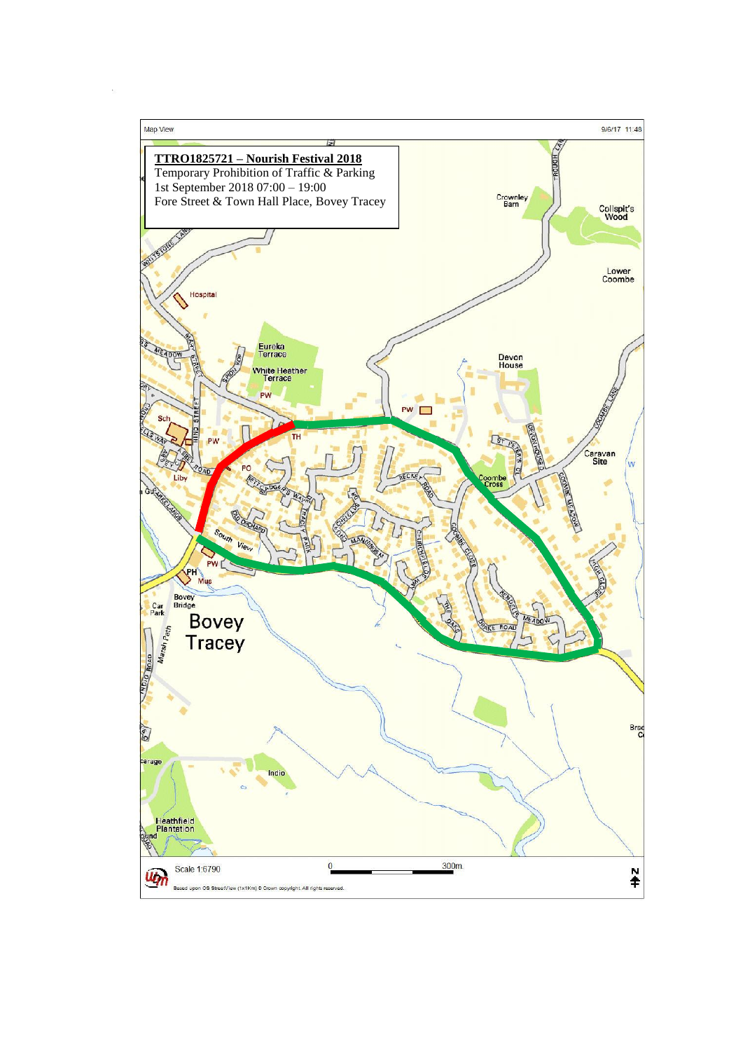Map View

9/6/17 11:48

**TTRO1825721 – Nourish Festival 2018**

Temporary Prohibition of Traffic & Parking

1st September 2018 07:00 – 19:00

Fore Street & Town Hall Place, Bovey Tracey

Scale 1:6790

0

300m

Based upon OS StreetView (1x1Km) © Crown copyright. All rights reserved.